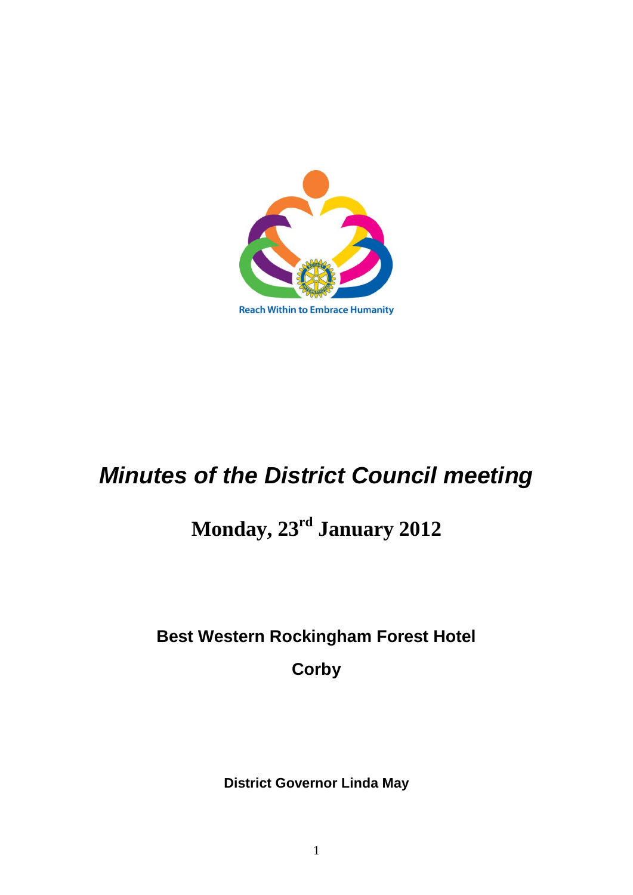Reach Within to Embrace Humanity

# *Minutes of the District Council meeting*

## Monday, 23rd January 2012

**Best Western Rockingham Forest Hotel**

**Corby**

**District Governor Linda May**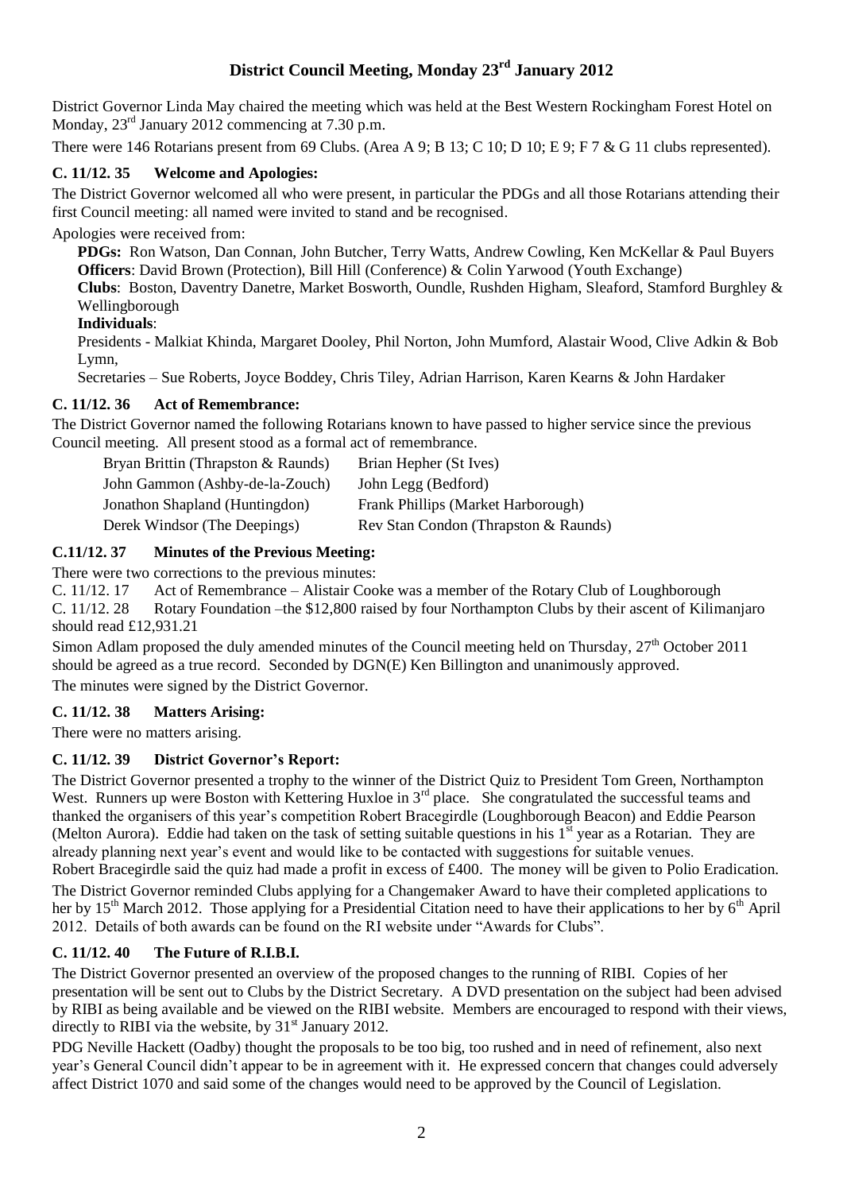# District Council Meeting, Monday 23rd January 2012

District Governor Linda May chaired the meeting which was held at the Best Western Rockingham Forest Hotel on Monday, 23rd January 2012 commencing at 7.30 p.m.

There were 146 Rotarians present from 69 Clubs. (Area A 9; B 13; C 10; D 10; E 9; F 7 & G 11 clubs represented).

### C. 11/12. 35 Welcome and Apologies:

The District Governor welcomed all who were present, in particular the PDGs and all those Rotarians attending their first Council meeting: all named were invited to stand and be recognised.

Apologies were received from:

**PDGs:** Ron Watson, Dan Connan, John Butcher, Terry Watts, Andrew Cowling, Ken McKellar & Paul Buyers
**Officers**: David Brown (Protection), Bill Hill (Conference) & Colin Yarwood (Youth Exchange)
**Clubs**: Boston, Daventry Danetre, Market Bosworth, Oundle, Rushden Higham, Sleaford, Stamford Burghley & Wellingborough
**Individuals**:
Presidents - Malkiat Khinda, Margaret Dooley, Phil Norton, John Mumford, Alastair Wood, Clive Adkin & Bob Lymn,
Secretaries – Sue Roberts, Joyce Boddey, Chris Tiley, Adrian Harrison, Karen Kearns & John Hardaker

### C. 11/12. 36 Act of Remembrance:

The District Governor named the following Rotarians known to have passed to higher service since the previous Council meeting. All present stood as a formal act of remembrance.

| | |
|---|---|
| Bryan Brittin (Thrapston & Raunds) | Brian Hepher (St Ives) |
| John Gammon (Ashby-de-la-Zouch) | John Legg (Bedford) |
| Jonathon Shapland (Huntingdon) | Frank Phillips (Market Harborough) |
| Derek Windsor (The Deepings) | Rev Stan Condon (Thrapston & Raunds) |

### C.11/12. 37 Minutes of the Previous Meeting:

There were two corrections to the previous minutes:

C. 11/12. 17 Act of Remembrance – Alistair Cooke was a member of the Rotary Club of Loughborough
C. 11/12. 28 Rotary Foundation –the $12,800 raised by four Northampton Clubs by their ascent of Kilimanjaro should read £12,931.21

Simon Adlam proposed the duly amended minutes of the Council meeting held on Thursday, 27th October 2011 should be agreed as a true record. Seconded by DGN(E) Ken Billington and unanimously approved.

The minutes were signed by the District Governor.

### C. 11/12. 38 Matters Arising:

There were no matters arising.

### C. 11/12. 39 District Governor's Report:

The District Governor presented a trophy to the winner of the District Quiz to President Tom Green, Northampton West. Runners up were Boston with Kettering Huxloe in 3rd place. She congratulated the successful teams and thanked the organisers of this year's competition Robert Bracegirdle (Loughborough Beacon) and Eddie Pearson (Melton Aurora). Eddie had taken on the task of setting suitable questions in his 1st year as a Rotarian. They are already planning next year's event and would like to be contacted with suggestions for suitable venues.

Robert Bracegirdle said the quiz had made a profit in excess of £400. The money will be given to Polio Eradication.

The District Governor reminded Clubs applying for a Changemaker Award to have their completed applications to her by 15th March 2012. Those applying for a Presidential Citation need to have their applications to her by 6th April 2012. Details of both awards can be found on the RI website under "Awards for Clubs".

### C. 11/12. 40 The Future of R.I.B.I.

The District Governor presented an overview of the proposed changes to the running of RIBI. Copies of her presentation will be sent out to Clubs by the District Secretary. A DVD presentation on the subject had been advised by RIBI as being available and be viewed on the RIBI website. Members are encouraged to respond with their views, directly to RIBI via the website, by 31st January 2012.

PDG Neville Hackett (Oadby) thought the proposals to be too big, too rushed and in need of refinement, also next year's General Council didn't appear to be in agreement with it. He expressed concern that changes could adversely affect District 1070 and said some of the changes would need to be approved by the Council of Legislation.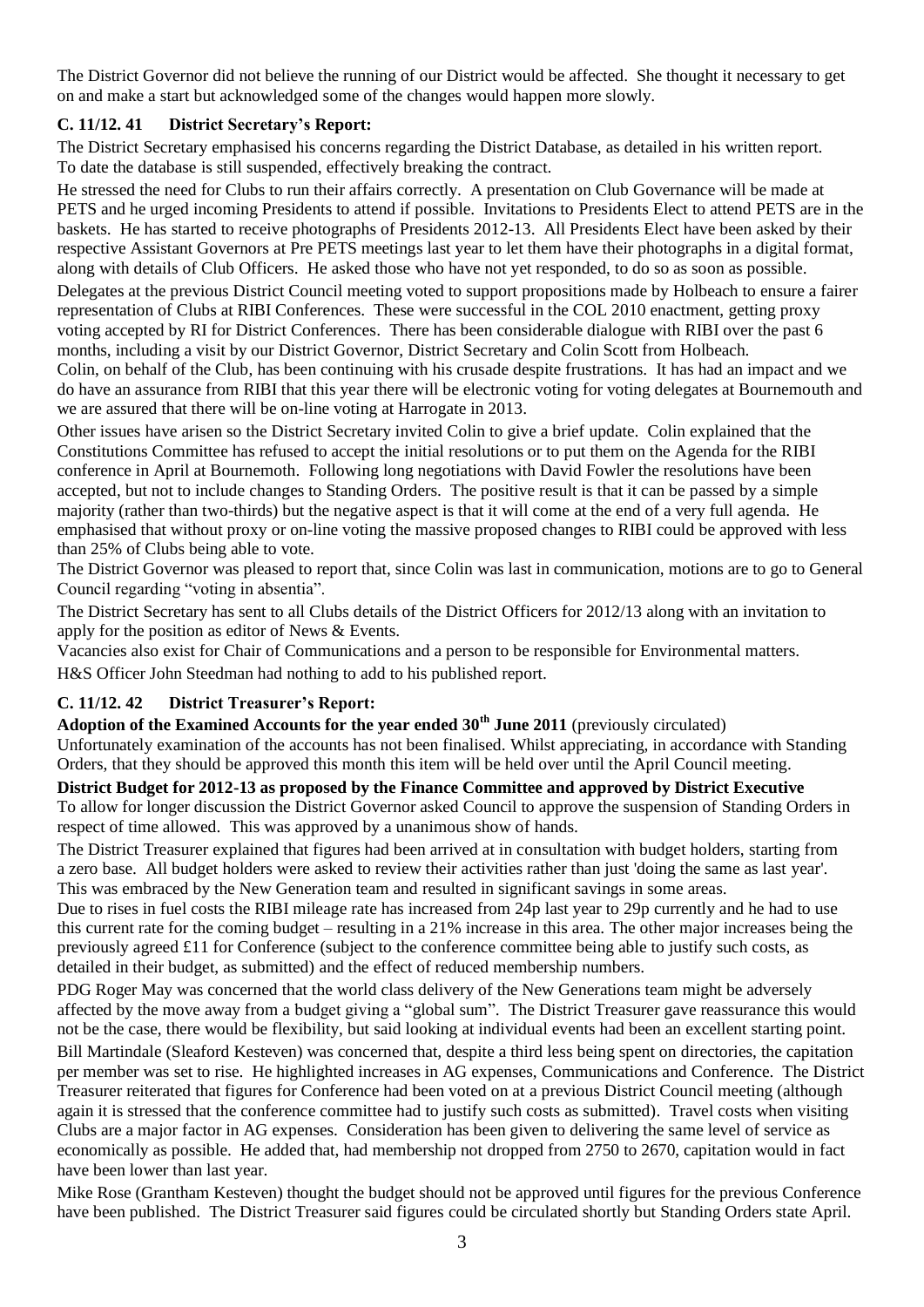The District Governor did not believe the running of our District would be affected. She thought it necessary to get on and make a start but acknowledged some of the changes would happen more slowly.

### C. 11/12. 41 District Secretary's Report:

The District Secretary emphasised his concerns regarding the District Database, as detailed in his written report. To date the database is still suspended, effectively breaking the contract.

He stressed the need for Clubs to run their affairs correctly. A presentation on Club Governance will be made at PETS and he urged incoming Presidents to attend if possible. Invitations to Presidents Elect to attend PETS are in the baskets. He has started to receive photographs of Presidents 2012-13. All Presidents Elect have been asked by their respective Assistant Governors at Pre PETS meetings last year to let them have their photographs in a digital format, along with details of Club Officers. He asked those who have not yet responded, to do so as soon as possible.

Delegates at the previous District Council meeting voted to support propositions made by Holbeach to ensure a fairer representation of Clubs at RIBI Conferences. These were successful in the COL 2010 enactment, getting proxy voting accepted by RI for District Conferences. There has been considerable dialogue with RIBI over the past 6 months, including a visit by our District Governor, District Secretary and Colin Scott from Holbeach.

Colin, on behalf of the Club, has been continuing with his crusade despite frustrations. It has had an impact and we do have an assurance from RIBI that this year there will be electronic voting for voting delegates at Bournemouth and we are assured that there will be on-line voting at Harrogate in 2013.

Other issues have arisen so the District Secretary invited Colin to give a brief update. Colin explained that the Constitutions Committee has refused to accept the initial resolutions or to put them on the Agenda for the RIBI conference in April at Bournemoth. Following long negotiations with David Fowler the resolutions have been accepted, but not to include changes to Standing Orders. The positive result is that it can be passed by a simple majority (rather than two-thirds) but the negative aspect is that it will come at the end of a very full agenda. He emphasised that without proxy or on-line voting the massive proposed changes to RIBI could be approved with less than 25% of Clubs being able to vote.

The District Governor was pleased to report that, since Colin was last in communication, motions are to go to General Council regarding "voting in absentia".

The District Secretary has sent to all Clubs details of the District Officers for 2012/13 along with an invitation to apply for the position as editor of News & Events.

Vacancies also exist for Chair of Communications and a person to be responsible for Environmental matters.

H&S Officer John Steedman had nothing to add to his published report.

### C. 11/12. 42 District Treasurer's Report:

**Adoption of the Examined Accounts for the year ended 30th June 2011** (previously circulated)

Unfortunately examination of the accounts has not been finalised. Whilst appreciating, in accordance with Standing Orders, that they should be approved this month this item will be held over until the April Council meeting.

**District Budget for 2012-13 as proposed by the Finance Committee and approved by District Executive**

To allow for longer discussion the District Governor asked Council to approve the suspension of Standing Orders in respect of time allowed. This was approved by a unanimous show of hands.

The District Treasurer explained that figures had been arrived at in consultation with budget holders, starting from a zero base. All budget holders were asked to review their activities rather than just 'doing the same as last year'. This was embraced by the New Generation team and resulted in significant savings in some areas.

Due to rises in fuel costs the RIBI mileage rate has increased from 24p last year to 29p currently and he had to use this current rate for the coming budget – resulting in a 21% increase in this area. The other major increases being the previously agreed £11 for Conference (subject to the conference committee being able to justify such costs, as detailed in their budget, as submitted) and the effect of reduced membership numbers.

PDG Roger May was concerned that the world class delivery of the New Generations team might be adversely affected by the move away from a budget giving a "global sum". The District Treasurer gave reassurance this would not be the case, there would be flexibility, but said looking at individual events had been an excellent starting point.

Bill Martindale (Sleaford Kesteven) was concerned that, despite a third less being spent on directories, the capitation per member was set to rise. He highlighted increases in AG expenses, Communications and Conference. The District Treasurer reiterated that figures for Conference had been voted on at a previous District Council meeting (although again it is stressed that the conference committee had to justify such costs as submitted). Travel costs when visiting Clubs are a major factor in AG expenses. Consideration has been given to delivering the same level of service as economically as possible. He added that, had membership not dropped from 2750 to 2670, capitation would in fact have been lower than last year.

Mike Rose (Grantham Kesteven) thought the budget should not be approved until figures for the previous Conference have been published. The District Treasurer said figures could be circulated shortly but Standing Orders state April.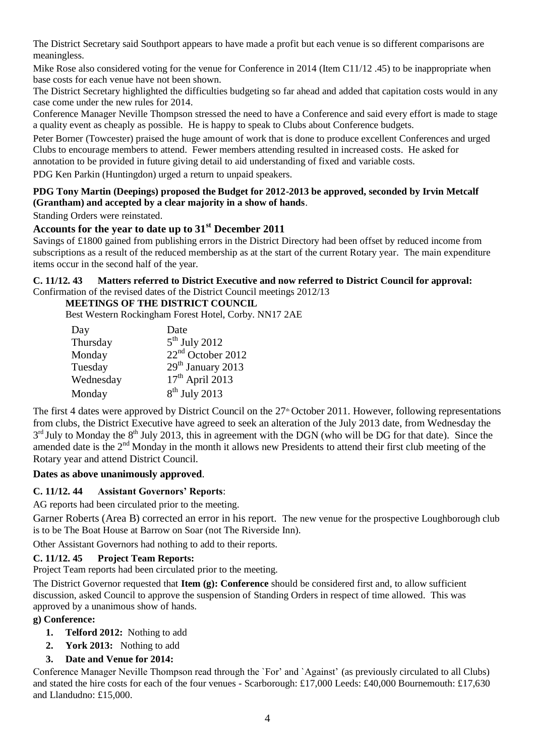The District Secretary said Southport appears to have made a profit but each venue is so different comparisons are meaningless.

Mike Rose also considered voting for the venue for Conference in 2014 (Item C11/12 .45) to be inappropriate when base costs for each venue have not been shown.

The District Secretary highlighted the difficulties budgeting so far ahead and added that capitation costs would in any case come under the new rules for 2014.

Conference Manager Neville Thompson stressed the need to have a Conference and said every effort is made to stage a quality event as cheaply as possible. He is happy to speak to Clubs about Conference budgets.

Peter Borner (Towcester) praised the huge amount of work that is done to produce excellent Conferences and urged Clubs to encourage members to attend. Fewer members attending resulted in increased costs. He asked for annotation to be provided in future giving detail to aid understanding of fixed and variable costs.

PDG Ken Parkin (Huntingdon) urged a return to unpaid speakers.

**PDG Tony Martin (Deepings) proposed the Budget for 2012-2013 be approved, seconded by Irvin Metcalf (Grantham) and accepted by a clear majority in a show of hands**.

Standing Orders were reinstated.

## Accounts for the year to date up to 31st December 2011

Savings of £1800 gained from publishing errors in the District Directory had been offset by reduced income from subscriptions as a result of the reduced membership as at the start of the current Rotary year. The main expenditure items occur in the second half of the year.

**C. 11/12. 43 Matters referred to District Executive and now referred to District Council for approval:**

Confirmation of the revised dates of the District Council meetings 2012/13

**MEETINGS OF THE DISTRICT COUNCIL**

Best Western Rockingham Forest Hotel, Corby. NN17 2AE

| Day | Date |
|---|---|
| Thursday | 5th July 2012 |
| Monday | 22nd October 2012 |
| Tuesday | 29th January 2013 |
| Wednesday | 17th April 2013 |
| Monday | 8th July 2013 |

The first 4 dates were approved by District Council on the 27th October 2011. However, following representations from clubs, the District Executive have agreed to seek an alteration of the July 2013 date, from Wednesday the 3rd July to Monday the 8th July 2013, this in agreement with the DGN (who will be DG for that date). Since the amended date is the 2nd Monday in the month it allows new Presidents to attend their first club meeting of the Rotary year and attend District Council.

**Dates as above unanimously approved**.

**C. 11/12. 44 Assistant Governors' Reports**:

AG reports had been circulated prior to the meeting.

Garner Roberts (Area B) corrected an error in his report. The new venue for the prospective Loughborough club is to be The Boat House at Barrow on Soar (not The Riverside Inn).

Other Assistant Governors had nothing to add to their reports.

**C. 11/12. 45 Project Team Reports:**

Project Team reports had been circulated prior to the meeting.

The District Governor requested that **Item (g): Conference** should be considered first and, to allow sufficient discussion, asked Council to approve the suspension of Standing Orders in respect of time allowed. This was approved by a unanimous show of hands.

**g) Conference:**

1. **Telford 2012:** Nothing to add
2. **York 2013:** Nothing to add
3. **Date and Venue for 2014:**

Conference Manager Neville Thompson read through the `For' and `Against' (as previously circulated to all Clubs) and stated the hire costs for each of the four venues - Scarborough: £17,000 Leeds: £40,000 Bournemouth: £17,630 and Llandudno: £15,000.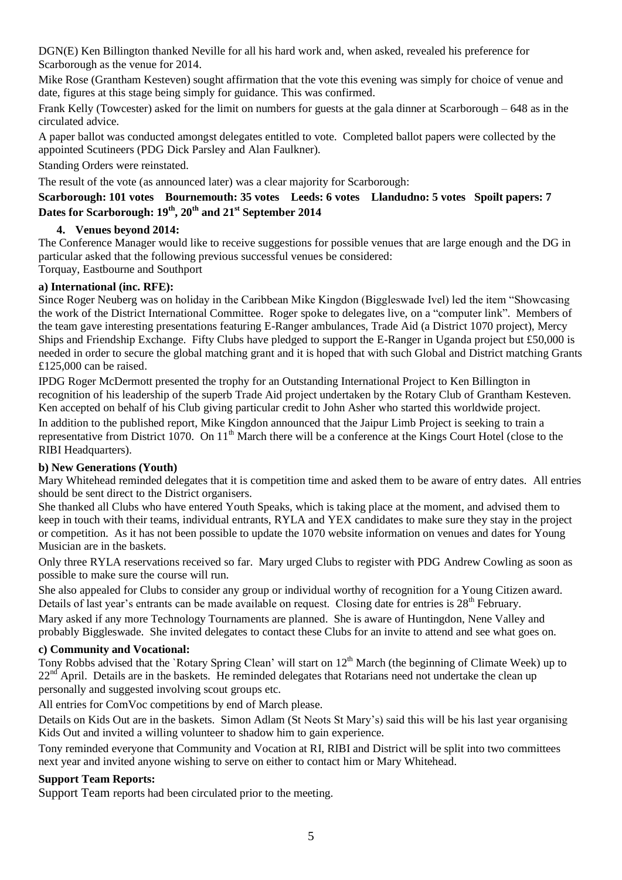DGN(E) Ken Billington thanked Neville for all his hard work and, when asked, revealed his preference for Scarborough as the venue for 2014.

Mike Rose (Grantham Kesteven) sought affirmation that the vote this evening was simply for choice of venue and date, figures at this stage being simply for guidance. This was confirmed.

Frank Kelly (Towcester) asked for the limit on numbers for guests at the gala dinner at Scarborough – 648 as in the circulated advice.

A paper ballot was conducted amongst delegates entitled to vote. Completed ballot papers were collected by the appointed Scutineers (PDG Dick Parsley and Alan Faulkner).

Standing Orders were reinstated.

The result of the vote (as announced later) was a clear majority for Scarborough:

**Scarborough: 101 votes   Bournemouth: 35 votes   Leeds: 6 votes   Llandudno: 5 votes   Spoilt papers: 7**
**Dates for Scarborough: 19th, 20th and 21st September 2014**

**4. Venues beyond 2014:**

The Conference Manager would like to receive suggestions for possible venues that are large enough and the DG in particular asked that the following previous successful venues be considered:
Torquay, Eastbourne and Southport

**a) International (inc. RFE):**

Since Roger Neuberg was on holiday in the Caribbean Mike Kingdon (Biggleswade Ivel) led the item "Showcasing the work of the District International Committee. Roger spoke to delegates live, on a "computer link". Members of the team gave interesting presentations featuring E-Ranger ambulances, Trade Aid (a District 1070 project), Mercy Ships and Friendship Exchange. Fifty Clubs have pledged to support the E-Ranger in Uganda project but £50,000 is needed in order to secure the global matching grant and it is hoped that with such Global and District matching Grants £125,000 can be raised.

IPDG Roger McDermott presented the trophy for an Outstanding International Project to Ken Billington in recognition of his leadership of the superb Trade Aid project undertaken by the Rotary Club of Grantham Kesteven. Ken accepted on behalf of his Club giving particular credit to John Asher who started this worldwide project.

In addition to the published report, Mike Kingdon announced that the Jaipur Limb Project is seeking to train a representative from District 1070. On 11th March there will be a conference at the Kings Court Hotel (close to the RIBI Headquarters).

**b) New Generations (Youth)**

Mary Whitehead reminded delegates that it is competition time and asked them to be aware of entry dates. All entries should be sent direct to the District organisers.

She thanked all Clubs who have entered Youth Speaks, which is taking place at the moment, and advised them to keep in touch with their teams, individual entrants, RYLA and YEX candidates to make sure they stay in the project or competition. As it has not been possible to update the 1070 website information on venues and dates for Young Musician are in the baskets.

Only three RYLA reservations received so far. Mary urged Clubs to register with PDG Andrew Cowling as soon as possible to make sure the course will run.

She also appealed for Clubs to consider any group or individual worthy of recognition for a Young Citizen award. Details of last year's entrants can be made available on request. Closing date for entries is 28th February.

Mary asked if any more Technology Tournaments are planned. She is aware of Huntingdon, Nene Valley and probably Biggleswade. She invited delegates to contact these Clubs for an invite to attend and see what goes on.

**c) Community and Vocational:**

Tony Robbs advised that the `Rotary Spring Clean' will start on 12th March (the beginning of Climate Week) up to 22nd April. Details are in the baskets. He reminded delegates that Rotarians need not undertake the clean up personally and suggested involving scout groups etc.

All entries for ComVoc competitions by end of March please.

Details on Kids Out are in the baskets. Simon Adlam (St Neots St Mary's) said this will be his last year organising Kids Out and invited a willing volunteer to shadow him to gain experience.

Tony reminded everyone that Community and Vocation at RI, RIBI and District will be split into two committees next year and invited anyone wishing to serve on either to contact him or Mary Whitehead.

**Support Team Reports:**

Support Team reports had been circulated prior to the meeting.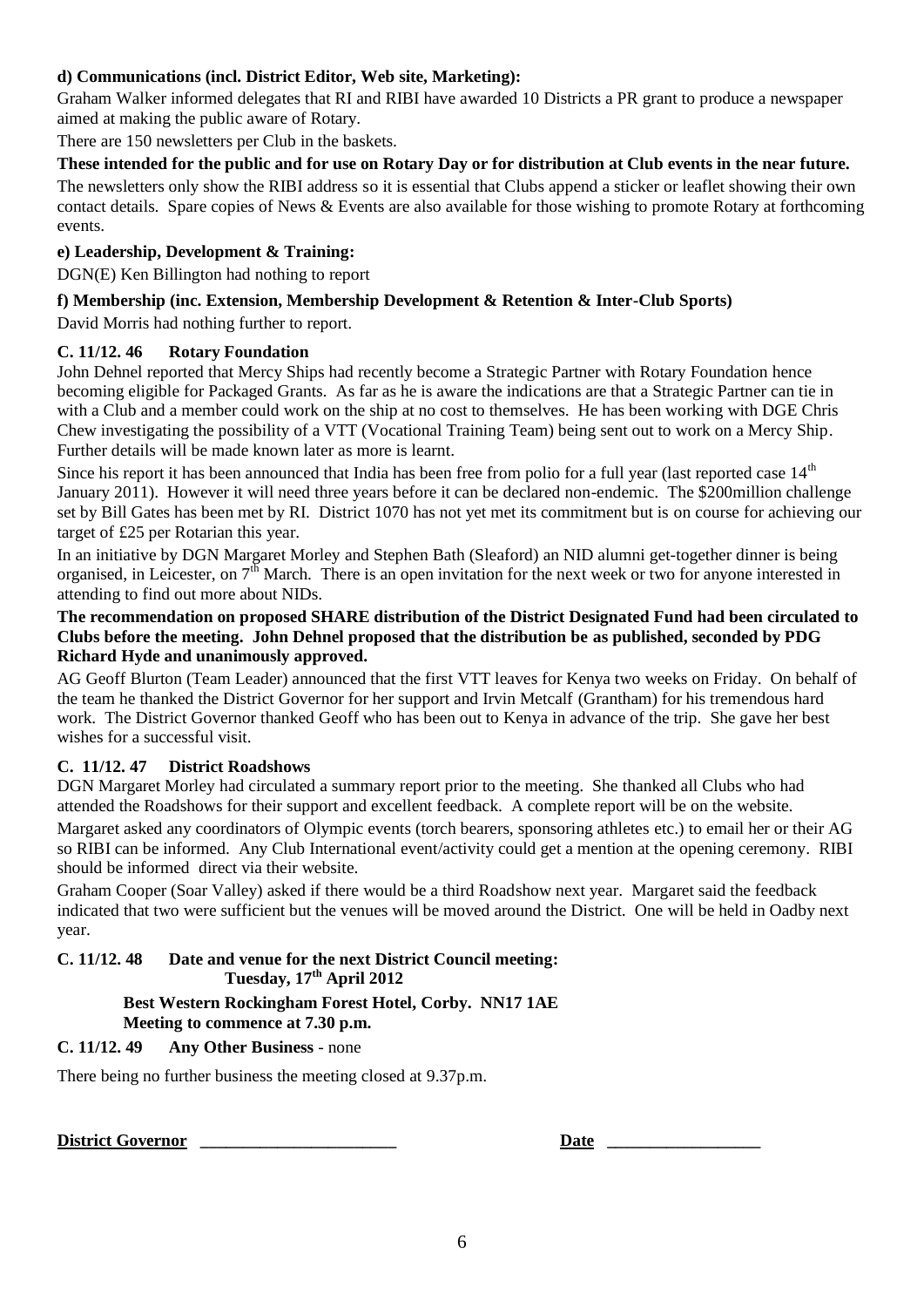**d) Communications (incl. District Editor, Web site, Marketing):**

Graham Walker informed delegates that RI and RIBI have awarded 10 Districts a PR grant to produce a newspaper aimed at making the public aware of Rotary.

There are 150 newsletters per Club in the baskets.

**These intended for the public and for use on Rotary Day or for distribution at Club events in the near future.**

The newsletters only show the RIBI address so it is essential that Clubs append a sticker or leaflet showing their own contact details. Spare copies of News & Events are also available for those wishing to promote Rotary at forthcoming events.

**e) Leadership, Development & Training:**

DGN(E) Ken Billington had nothing to report

**f) Membership (inc. Extension, Membership Development & Retention & Inter-Club Sports)**

David Morris had nothing further to report.

**C. 11/12. 46 Rotary Foundation**

John Dehnel reported that Mercy Ships had recently become a Strategic Partner with Rotary Foundation hence becoming eligible for Packaged Grants. As far as he is aware the indications are that a Strategic Partner can tie in with a Club and a member could work on the ship at no cost to themselves. He has been working with DGE Chris Chew investigating the possibility of a VTT (Vocational Training Team) being sent out to work on a Mercy Ship. Further details will be made known later as more is learnt.

Since his report it has been announced that India has been free from polio for a full year (last reported case 14th January 2011). However it will need three years before it can be declared non-endemic. The $200million challenge set by Bill Gates has been met by RI. District 1070 has not yet met its commitment but is on course for achieving our target of £25 per Rotarian this year.

In an initiative by DGN Margaret Morley and Stephen Bath (Sleaford) an NID alumni get-together dinner is being organised, in Leicester, on 7th March. There is an open invitation for the next week or two for anyone interested in attending to find out more about NIDs.

**The recommendation on proposed SHARE distribution of the District Designated Fund had been circulated to Clubs before the meeting. John Dehnel proposed that the distribution be as published, seconded by PDG Richard Hyde and unanimously approved.**

AG Geoff Blurton (Team Leader) announced that the first VTT leaves for Kenya two weeks on Friday. On behalf of the team he thanked the District Governor for her support and Irvin Metcalf (Grantham) for his tremendous hard work. The District Governor thanked Geoff who has been out to Kenya in advance of the trip. She gave her best wishes for a successful visit.

**C. 11/12. 47 District Roadshows**

DGN Margaret Morley had circulated a summary report prior to the meeting. She thanked all Clubs who had attended the Roadshows for their support and excellent feedback. A complete report will be on the website.

Margaret asked any coordinators of Olympic events (torch bearers, sponsoring athletes etc.) to email her or their AG so RIBI can be informed. Any Club International event/activity could get a mention at the opening ceremony. RIBI should be informed direct via their website.

Graham Cooper (Soar Valley) asked if there would be a third Roadshow next year. Margaret said the feedback indicated that two were sufficient but the venues will be moved around the District. One will be held in Oadby next year.

**C. 11/12. 48 Date and venue for the next District Council meeting:**
**Tuesday, 17th April 2012**

**Best Western Rockingham Forest Hotel, Corby. NN17 1AE**
**Meeting to commence at 7.30 p.m.**

**C. 11/12. 49 Any Other Business** - none

There being no further business the meeting closed at 9.37p.m.

**District Governor** \_\_\_\_\_\_\_\_\_\_\_\_\_\_\_\_\_\_\_\_\_\_\_ **Date** \_\_\_\_\_\_\_\_\_\_\_\_\_\_\_\_\_\_